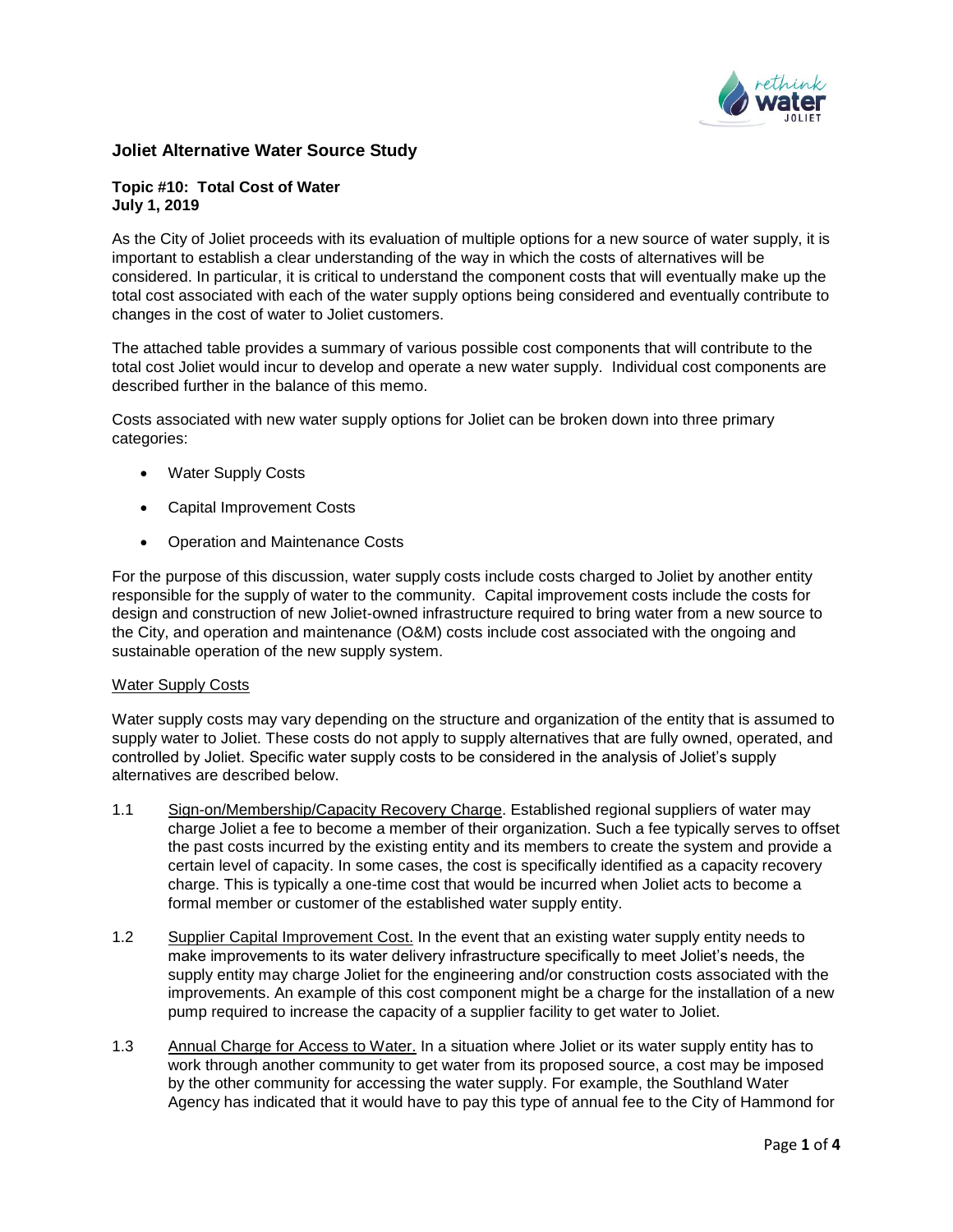## Joliet Alternative Water Source Study

**Topic #10: Total Cost of Water**
**July 1, 2019**

As the City of Joliet proceeds with its evaluation of multiple options for a new source of water supply, it is important to establish a clear understanding of the way in which the costs of alternatives will be considered. In particular, it is critical to understand the component costs that will eventually make up the total cost associated with each of the water supply options being considered and eventually contribute to changes in the cost of water to Joliet customers.

The attached table provides a summary of various possible cost components that will contribute to the total cost Joliet would incur to develop and operate a new water supply. Individual cost components are described further in the balance of this memo.

Costs associated with new water supply options for Joliet can be broken down into three primary categories:

- Water Supply Costs
- Capital Improvement Costs
- Operation and Maintenance Costs

For the purpose of this discussion, water supply costs include costs charged to Joliet by another entity responsible for the supply of water to the community. Capital improvement costs include the costs for design and construction of new Joliet-owned infrastructure required to bring water from a new source to the City, and operation and maintenance (O&M) costs include cost associated with the ongoing and sustainable operation of the new supply system.

### Water Supply Costs

Water supply costs may vary depending on the structure and organization of the entity that is assumed to supply water to Joliet. These costs do not apply to supply alternatives that are fully owned, operated, and controlled by Joliet. Specific water supply costs to be considered in the analysis of Joliet's supply alternatives are described below.

1.1 Sign-on/Membership/Capacity Recovery Charge. Established regional suppliers of water may charge Joliet a fee to become a member of their organization. Such a fee typically serves to offset the past costs incurred by the existing entity and its members to create the system and provide a certain level of capacity. In some cases, the cost is specifically identified as a capacity recovery charge. This is typically a one-time cost that would be incurred when Joliet acts to become a formal member or customer of the established water supply entity.

1.2 Supplier Capital Improvement Cost. In the event that an existing water supply entity needs to make improvements to its water delivery infrastructure specifically to meet Joliet's needs, the supply entity may charge Joliet for the engineering and/or construction costs associated with the improvements. An example of this cost component might be a charge for the installation of a new pump required to increase the capacity of a supplier facility to get water to Joliet.

1.3 Annual Charge for Access to Water. In a situation where Joliet or its water supply entity has to work through another community to get water from its proposed source, a cost may be imposed by the other community for accessing the water supply. For example, the Southland Water Agency has indicated that it would have to pay this type of annual fee to the City of Hammond for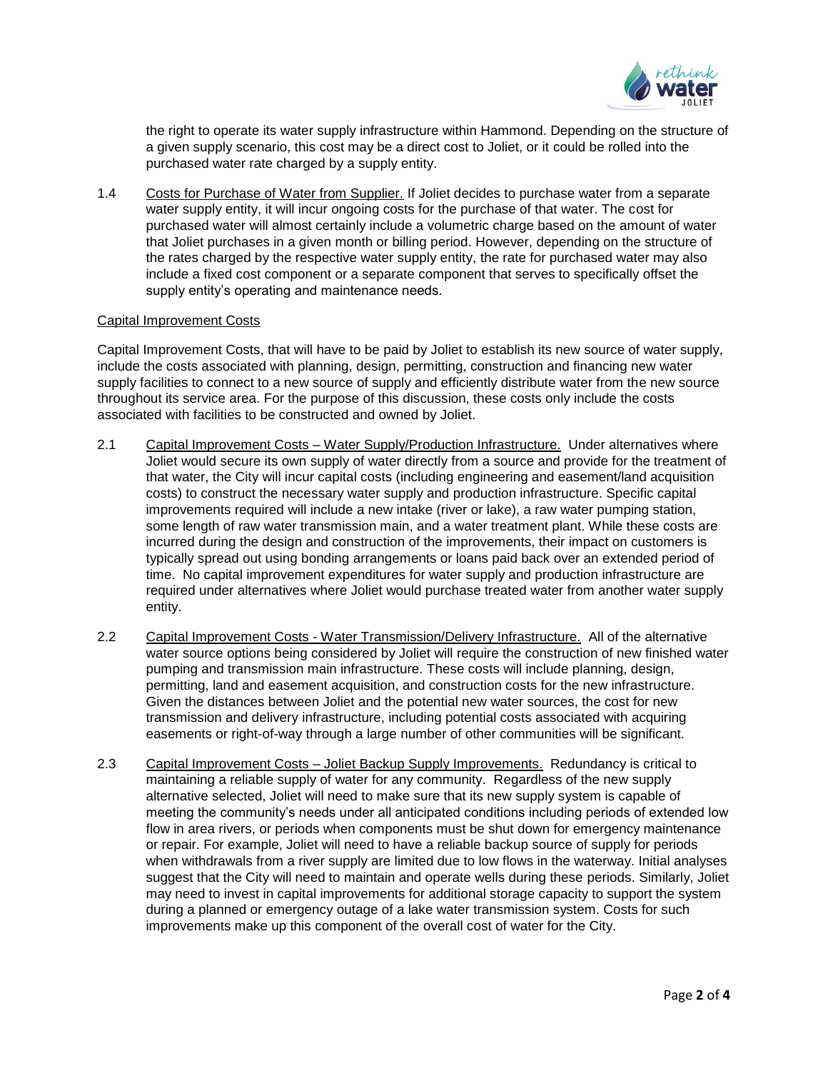the right to operate its water supply infrastructure within Hammond. Depending on the structure of a given supply scenario, this cost may be a direct cost to Joliet, or it could be rolled into the purchased water rate charged by a supply entity.

1.4 Costs for Purchase of Water from Supplier. If Joliet decides to purchase water from a separate water supply entity, it will incur ongoing costs for the purchase of that water. The cost for purchased water will almost certainly include a volumetric charge based on the amount of water that Joliet purchases in a given month or billing period. However, depending on the structure of the rates charged by the respective water supply entity, the rate for purchased water may also include a fixed cost component or a separate component that serves to specifically offset the supply entity's operating and maintenance needs.

Capital Improvement Costs

Capital Improvement Costs, that will have to be paid by Joliet to establish its new source of water supply, include the costs associated with planning, design, permitting, construction and financing new water supply facilities to connect to a new source of supply and efficiently distribute water from the new source throughout its service area. For the purpose of this discussion, these costs only include the costs associated with facilities to be constructed and owned by Joliet.

2.1 Capital Improvement Costs – Water Supply/Production Infrastructure. Under alternatives where Joliet would secure its own supply of water directly from a source and provide for the treatment of that water, the City will incur capital costs (including engineering and easement/land acquisition costs) to construct the necessary water supply and production infrastructure. Specific capital improvements required will include a new intake (river or lake), a raw water pumping station, some length of raw water transmission main, and a water treatment plant. While these costs are incurred during the design and construction of the improvements, their impact on customers is typically spread out using bonding arrangements or loans paid back over an extended period of time. No capital improvement expenditures for water supply and production infrastructure are required under alternatives where Joliet would purchase treated water from another water supply entity.

2.2 Capital Improvement Costs - Water Transmission/Delivery Infrastructure. All of the alternative water source options being considered by Joliet will require the construction of new finished water pumping and transmission main infrastructure. These costs will include planning, design, permitting, land and easement acquisition, and construction costs for the new infrastructure. Given the distances between Joliet and the potential new water sources, the cost for new transmission and delivery infrastructure, including potential costs associated with acquiring easements or right-of-way through a large number of other communities will be significant.

2.3 Capital Improvement Costs – Joliet Backup Supply Improvements. Redundancy is critical to maintaining a reliable supply of water for any community. Regardless of the new supply alternative selected, Joliet will need to make sure that its new supply system is capable of meeting the community's needs under all anticipated conditions including periods of extended low flow in area rivers, or periods when components must be shut down for emergency maintenance or repair. For example, Joliet will need to have a reliable backup source of supply for periods when withdrawals from a river supply are limited due to low flows in the waterway. Initial analyses suggest that the City will need to maintain and operate wells during these periods. Similarly, Joliet may need to invest in capital improvements for additional storage capacity to support the system during a planned or emergency outage of a lake water transmission system. Costs for such improvements make up this component of the overall cost of water for the City.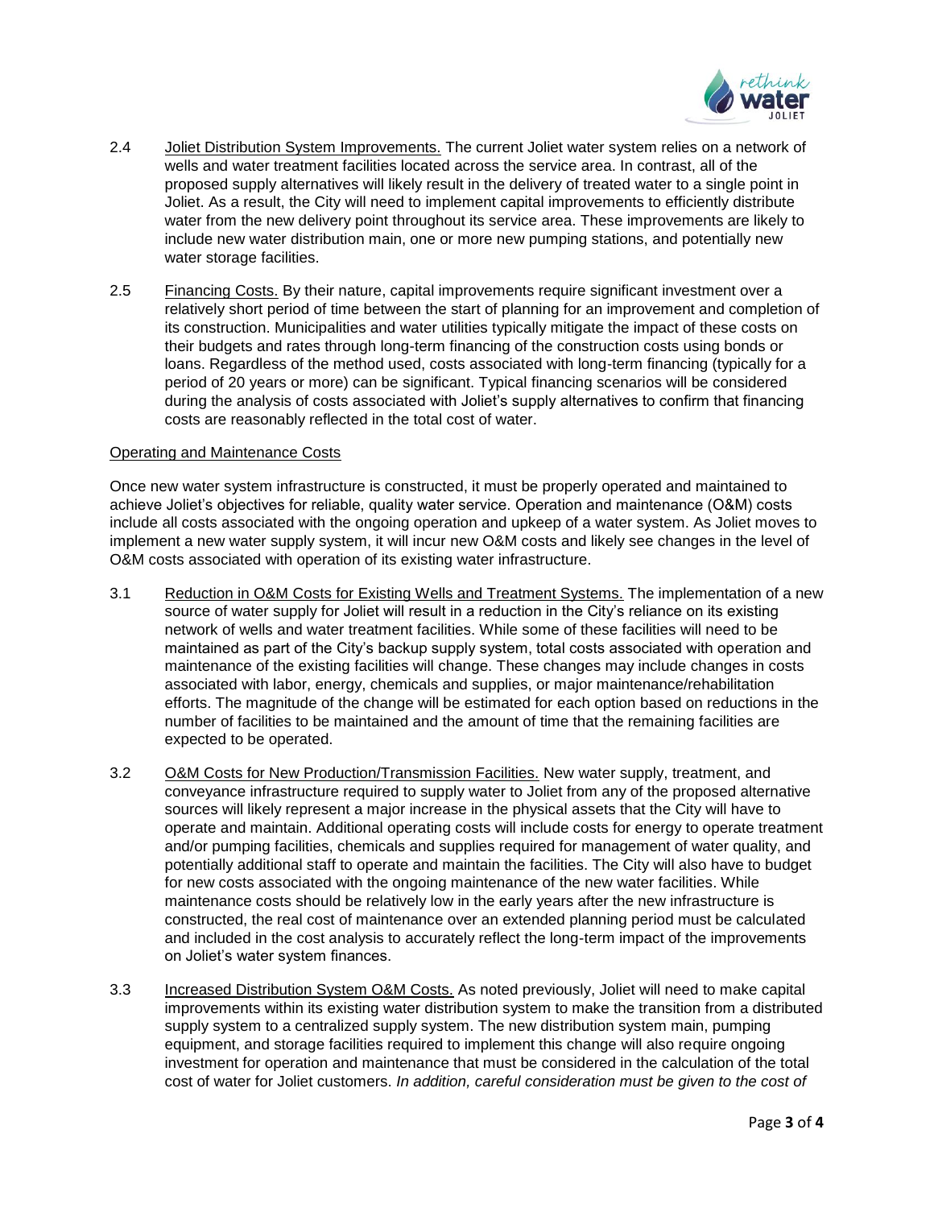2.4 Joliet Distribution System Improvements. The current Joliet water system relies on a network of wells and water treatment facilities located across the service area. In contrast, all of the proposed supply alternatives will likely result in the delivery of treated water to a single point in Joliet. As a result, the City will need to implement capital improvements to efficiently distribute water from the new delivery point throughout its service area. These improvements are likely to include new water distribution main, one or more new pumping stations, and potentially new water storage facilities.

2.5 Financing Costs. By their nature, capital improvements require significant investment over a relatively short period of time between the start of planning for an improvement and completion of its construction. Municipalities and water utilities typically mitigate the impact of these costs on their budgets and rates through long-term financing of the construction costs using bonds or loans. Regardless of the method used, costs associated with long-term financing (typically for a period of 20 years or more) can be significant. Typical financing scenarios will be considered during the analysis of costs associated with Joliet's supply alternatives to confirm that financing costs are reasonably reflected in the total cost of water.

### Operating and Maintenance Costs

Once new water system infrastructure is constructed, it must be properly operated and maintained to achieve Joliet's objectives for reliable, quality water service. Operation and maintenance (O&M) costs include all costs associated with the ongoing operation and upkeep of a water system. As Joliet moves to implement a new water supply system, it will incur new O&M costs and likely see changes in the level of O&M costs associated with operation of its existing water infrastructure.

3.1 Reduction in O&M Costs for Existing Wells and Treatment Systems. The implementation of a new source of water supply for Joliet will result in a reduction in the City's reliance on its existing network of wells and water treatment facilities. While some of these facilities will need to be maintained as part of the City's backup supply system, total costs associated with operation and maintenance of the existing facilities will change. These changes may include changes in costs associated with labor, energy, chemicals and supplies, or major maintenance/rehabilitation efforts. The magnitude of the change will be estimated for each option based on reductions in the number of facilities to be maintained and the amount of time that the remaining facilities are expected to be operated.

3.2 O&M Costs for New Production/Transmission Facilities. New water supply, treatment, and conveyance infrastructure required to supply water to Joliet from any of the proposed alternative sources will likely represent a major increase in the physical assets that the City will have to operate and maintain. Additional operating costs will include costs for energy to operate treatment and/or pumping facilities, chemicals and supplies required for management of water quality, and potentially additional staff to operate and maintain the facilities. The City will also have to budget for new costs associated with the ongoing maintenance of the new water facilities. While maintenance costs should be relatively low in the early years after the new infrastructure is constructed, the real cost of maintenance over an extended planning period must be calculated and included in the cost analysis to accurately reflect the long-term impact of the improvements on Joliet's water system finances.

3.3 Increased Distribution System O&M Costs. As noted previously, Joliet will need to make capital improvements within its existing water distribution system to make the transition from a distributed supply system to a centralized supply system. The new distribution system main, pumping equipment, and storage facilities required to implement this change will also require ongoing investment for operation and maintenance that must be considered in the calculation of the total cost of water for Joliet customers. *In addition, careful consideration must be given to the cost of*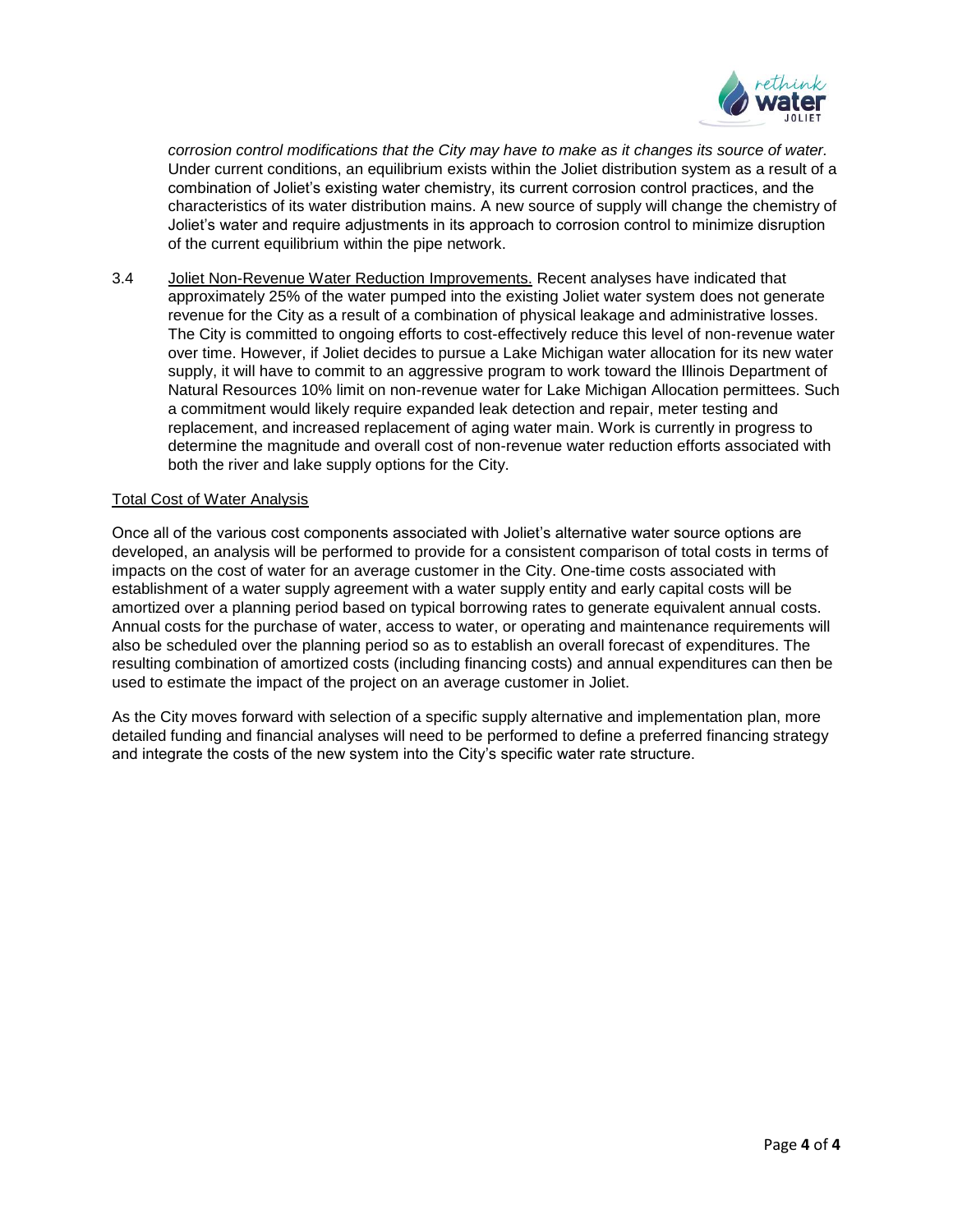*corrosion control modifications that the City may have to make as it changes its source of water.* Under current conditions, an equilibrium exists within the Joliet distribution system as a result of a combination of Joliet's existing water chemistry, its current corrosion control practices, and the characteristics of its water distribution mains. A new source of supply will change the chemistry of Joliet's water and require adjustments in its approach to corrosion control to minimize disruption of the current equilibrium within the pipe network.

3.4 Joliet Non-Revenue Water Reduction Improvements. Recent analyses have indicated that approximately 25% of the water pumped into the existing Joliet water system does not generate revenue for the City as a result of a combination of physical leakage and administrative losses. The City is committed to ongoing efforts to cost-effectively reduce this level of non-revenue water over time. However, if Joliet decides to pursue a Lake Michigan water allocation for its new water supply, it will have to commit to an aggressive program to work toward the Illinois Department of Natural Resources 10% limit on non-revenue water for Lake Michigan Allocation permittees. Such a commitment would likely require expanded leak detection and repair, meter testing and replacement, and increased replacement of aging water main. Work is currently in progress to determine the magnitude and overall cost of non-revenue water reduction efforts associated with both the river and lake supply options for the City.

## Total Cost of Water Analysis

Once all of the various cost components associated with Joliet's alternative water source options are developed, an analysis will be performed to provide for a consistent comparison of total costs in terms of impacts on the cost of water for an average customer in the City. One-time costs associated with establishment of a water supply agreement with a water supply entity and early capital costs will be amortized over a planning period based on typical borrowing rates to generate equivalent annual costs. Annual costs for the purchase of water, access to water, or operating and maintenance requirements will also be scheduled over the planning period so as to establish an overall forecast of expenditures. The resulting combination of amortized costs (including financing costs) and annual expenditures can then be used to estimate the impact of the project on an average customer in Joliet.

As the City moves forward with selection of a specific supply alternative and implementation plan, more detailed funding and financial analyses will need to be performed to define a preferred financing strategy and integrate the costs of the new system into the City's specific water rate structure.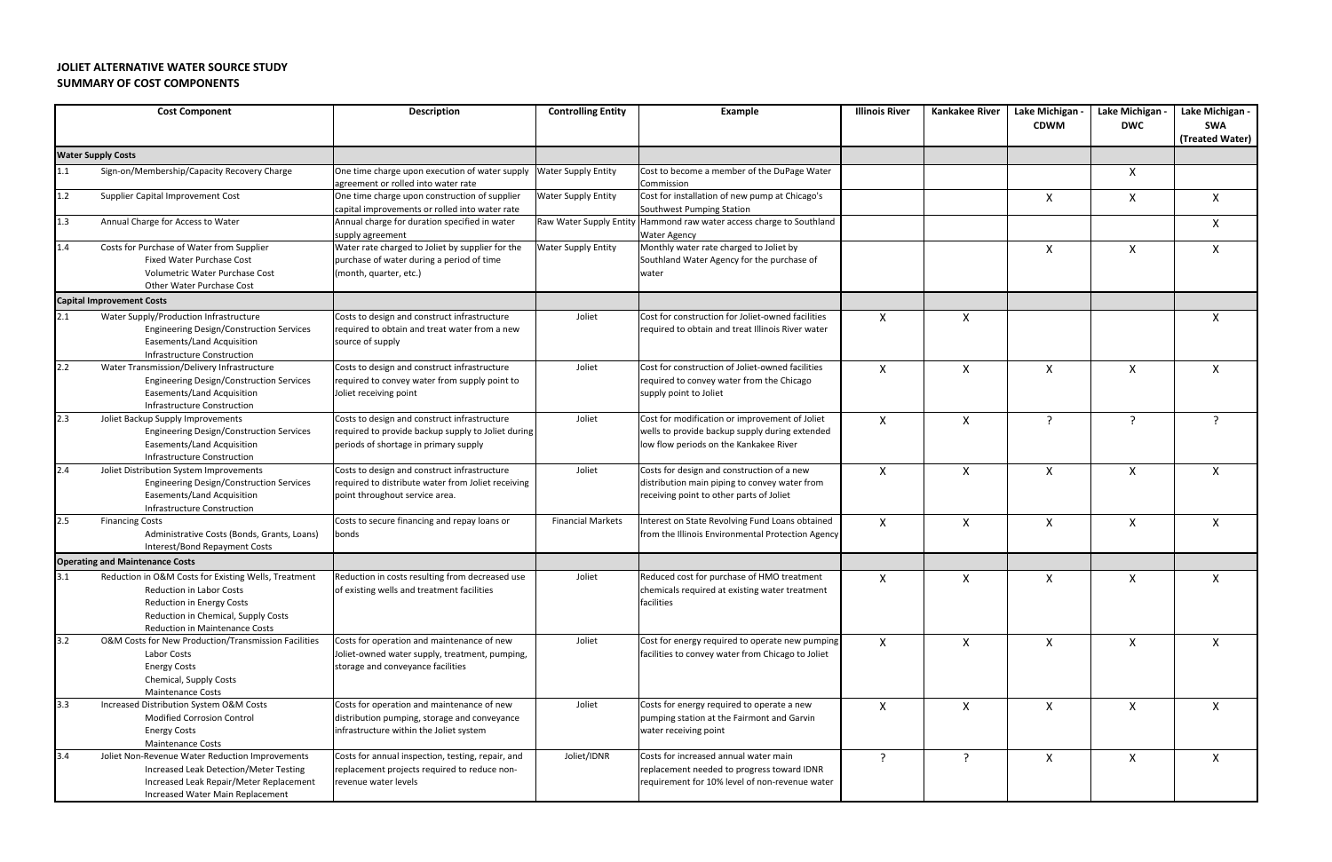**JOLIET ALTERNATIVE WATER SOURCE STUDY**
**SUMMARY OF COST COMPONENTS**

| Cost Component | | Description | Controlling Entity | Example | Illinois River | Kankakee River | Lake Michigan - CDWM | Lake Michigan - DWC | Lake Michigan - SWA (Treated Water) |
|---|---|---|---|---|---|---|---|---|---|
| **Water Supply Costs** | | | | | | | | | |
| 1.1 | Sign-on/Membership/Capacity Recovery Charge | One time charge upon execution of water supply agreement or rolled into water rate | Water Supply Entity | Cost to become a member of the DuPage Water Commission | | | | X | |
| 1.2 | Supplier Capital Improvement Cost | One time charge upon construction of supplier capital improvements or rolled into water rate | Water Supply Entity | Cost for installation of new pump at Chicago's Southwest Pumping Station | | | X | X | X |
| 1.3 | Annual Charge for Access to Water | Annual charge for duration specified in water supply agreement | Raw Water Supply Entity | Hammond raw water access charge to Southland Water Agency | | | | | X |
| 1.4 | Costs for Purchase of Water from Supplier<br>Fixed Water Purchase Cost<br>Volumetric Water Purchase Cost<br>Other Water Purchase Cost | Water rate charged to Joliet by supplier for the purchase of water during a period of time (month, quarter, etc.) | Water Supply Entity | Monthly water rate charged to Joliet by Southland Water Agency for the purchase of water | | | X | X | X |
| **Capital Improvement Costs** | | | | | | | | | |
| 2.1 | Water Supply/Production Infrastructure<br>Engineering Design/Construction Services<br>Easements/Land Acquisition<br>Infrastructure Construction | Costs to design and construct infrastructure required to obtain and treat water from a new source of supply | Joliet | Cost for construction for Joliet-owned facilities required to obtain and treat Illinois River water | X | X | | | X |
| 2.2 | Water Transmission/Delivery Infrastructure<br>Engineering Design/Construction Services<br>Easements/Land Acquisition<br>Infrastructure Construction | Costs to design and construct infrastructure required to convey water from supply point to Joliet receiving point | Joliet | Cost for construction of Joliet-owned facilities required to convey water from the Chicago supply point to Joliet | X | X | X | X | X |
| 2.3 | Joliet Backup Supply Improvements<br>Engineering Design/Construction Services<br>Easements/Land Acquisition<br>Infrastructure Construction | Costs to design and construct infrastructure required to provide backup supply to Joliet during periods of shortage in primary supply | Joliet | Cost for modification or improvement of Joliet wells to provide backup supply during extended low flow periods on the Kankakee River | X | X | ? | ? | ? |
| 2.4 | Joliet Distribution System Improvements<br>Engineering Design/Construction Services<br>Easements/Land Acquisition<br>Infrastructure Construction | Costs to design and construct infrastructure required to distribute water from Joliet receiving point throughout service area. | Joliet | Costs for design and construction of a new distribution main piping to convey water from receiving point to other parts of Joliet | X | X | X | X | X |
| 2.5 | Financing Costs<br>Administrative Costs (Bonds, Grants, Loans)<br>Interest/Bond Repayment Costs | Costs to secure financing and repay loans or bonds | Financial Markets | Interest on State Revolving Fund Loans obtained from the Illinois Environmental Protection Agency | X | X | X | X | X |
| **Operating and Maintenance Costs** | | | | | | | | | |
| 3.1 | Reduction in O&M Costs for Existing Wells, Treatment<br>Reduction in Labor Costs<br>Reduction in Energy Costs<br>Reduction in Chemical, Supply Costs<br>Reduction in Maintenance Costs | Reduction in costs resulting from decreased use of existing wells and treatment facilities | Joliet | Reduced cost for purchase of HMO treatment chemicals required at existing water treatment facilities | X | X | X | X | X |
| 3.2 | O&M Costs for New Production/Transmission Facilities<br>Labor Costs<br>Energy Costs<br>Chemical, Supply Costs<br>Maintenance Costs | Costs for operation and maintenance of new Joliet-owned water supply, treatment, pumping, storage and conveyance facilities | Joliet | Cost for energy required to operate new pumping facilities to convey water from Chicago to Joliet | X | X | X | X | X |
| 3.3 | Increased Distribution System O&M Costs<br>Modified Corrosion Control<br>Energy Costs<br>Maintenance Costs | Costs for operation and maintenance of new distribution pumping, storage and conveyance infrastructure within the Joliet system | Joliet | Costs for energy required to operate a new pumping station at the Fairmont and Garvin water receiving point | X | X | X | X | X |
| 3.4 | Joliet Non-Revenue Water Reduction Improvements<br>Increased Leak Detection/Meter Testing<br>Increased Leak Repair/Meter Replacement<br>Increased Water Main Replacement | Costs for annual inspection, testing, repair, and replacement projects required to reduce non-revenue water levels | Joliet/IDNR | Costs for increased annual water main replacement needed to progress toward IDNR requirement for 10% level of non-revenue water | ? | ? | X | X | X |